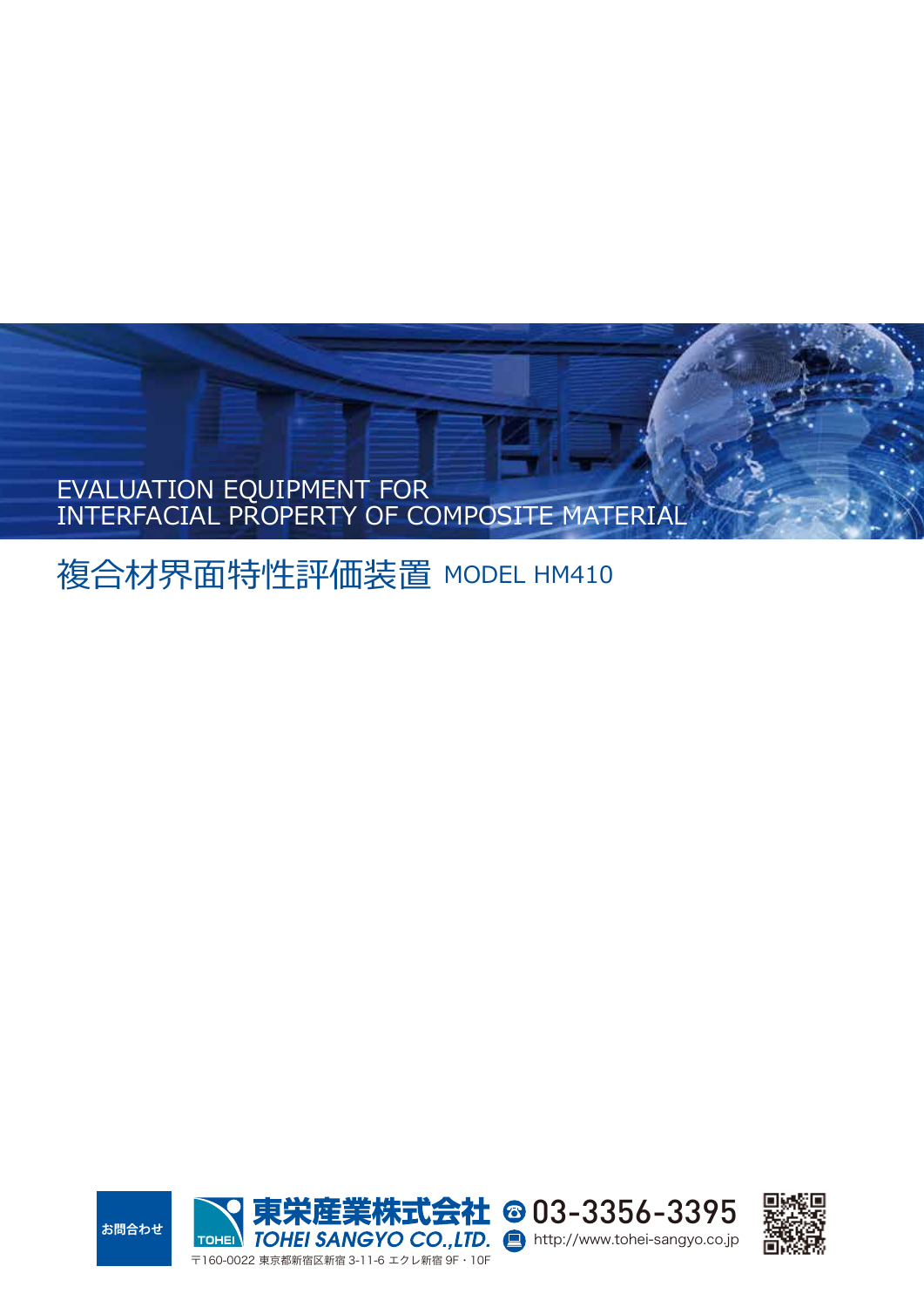# EVALUATION EQUIPMENT FOR INTERFACIAL PROPERTY OF COMPOSITE MATERIAL

## 複合材界面特性評価装置 MODEL HM410

お問合わせ

**東栄産業株式会社**
**TOHEI SANGYO CO.,LTD.**

〒160-0022 東京都新宿区新宿 3-11-6 エクレ新宿 9F・10F

☎ 03-3356-3395

http://www.tohei-sangyo.co.jp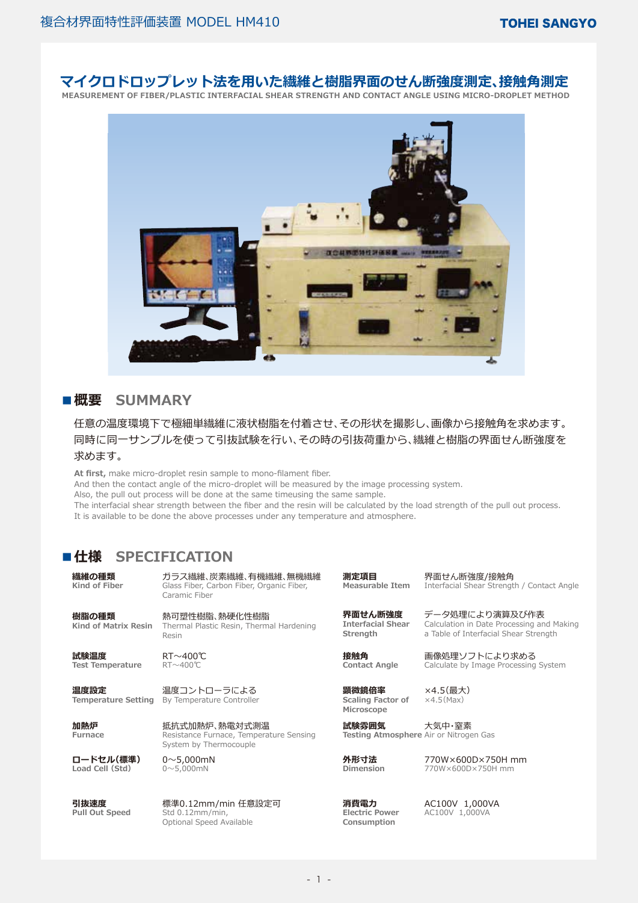# マイクロドロップレット法を用いた繊維と樹脂界面のせん断強度測定、接触角測定

MEASUREMENT OF FIBER/PLASTIC INTERFACIAL SHEAR STRENGTH AND CONTACT ANGLE USING MICRO-DROPLET METHOD

## ■概要　SUMMARY

任意の温度環境下で極細単繊維に液状樹脂を付着させ、その形状を撮影し、画像から接触角を求めます。同時に同一サンプルを使って引抜試験を行い、その時の引抜荷重から、繊維と樹脂の界面せん断強度を求めます。

**At first,** make micro-droplet resin sample to mono-filament fiber.
And then the contact angle of the micro-droplet will be measured by the image processing system.
Also, the pull out process will be done at the same timeusing the same sample.
The interfacial shear strength between the fiber and the resin will be calculated by the load strength of the pull out process.
It is available to be done the above processes under any temperature and atmosphere.

## ■仕様　SPECIFICATION

| 項目 | 仕様 |
|---|---|
| **繊維の種類** Kind of Fiber | ガラス繊維、炭素繊維、有機繊維、無機繊維 Glass Fiber, Carbon Fiber, Organic Fiber, Caramic Fiber |
| **樹脂の種類** Kind of Matrix Resin | 熱可塑性樹脂、熱硬化性樹脂 Thermal Plastic Resin, Thermal Hardening Resin |
| **試験温度** Test Temperature | RT～400℃ RT～400℃ |
| **温度設定** Temperature Setting | 温度コントローラによる By Temperature Controller |
| **加熱炉** Furnace | 抵抗式加熱炉、熱電対式測温 Resistance Furnace, Temperature Sensing System by Thermocouple |
| **ロードセル(標準)** Load Cell (Std) | 0～5,000mN 0～5,000mN |
| **引抜速度** Pull Out Speed | 標準0.12mm/min 任意設定可 Std 0.12mm/min, Optional Speed Available |
| **測定項目** Measurable Item | 界面せん断強度/接触角 Interfacial Shear Strength / Contact Angle |
| **界面せん断強度** Interfacial Shear Strength | データ処理により演算及び作表 Calculation in Date Processing and Making a Table of Interfacial Shear Strength |
| **接触角** Contact Angle | 画像処理ソフトにより求める Calculate by Image Processing System |
| **顕微鏡倍率** Scaling Factor of Microscope | ×4.5(最大) ×4.5(Max) |
| **試験雰囲気** Testing Atmosphere | 大気中・窒素 Air or Nitrogen Gas |
| **外形寸法** Dimension | 770W×600D×750H mm 770W×600D×750H mm |
| **消費電力** Electric Power Consumption | AC100V 1,000VA AC100V 1,000VA |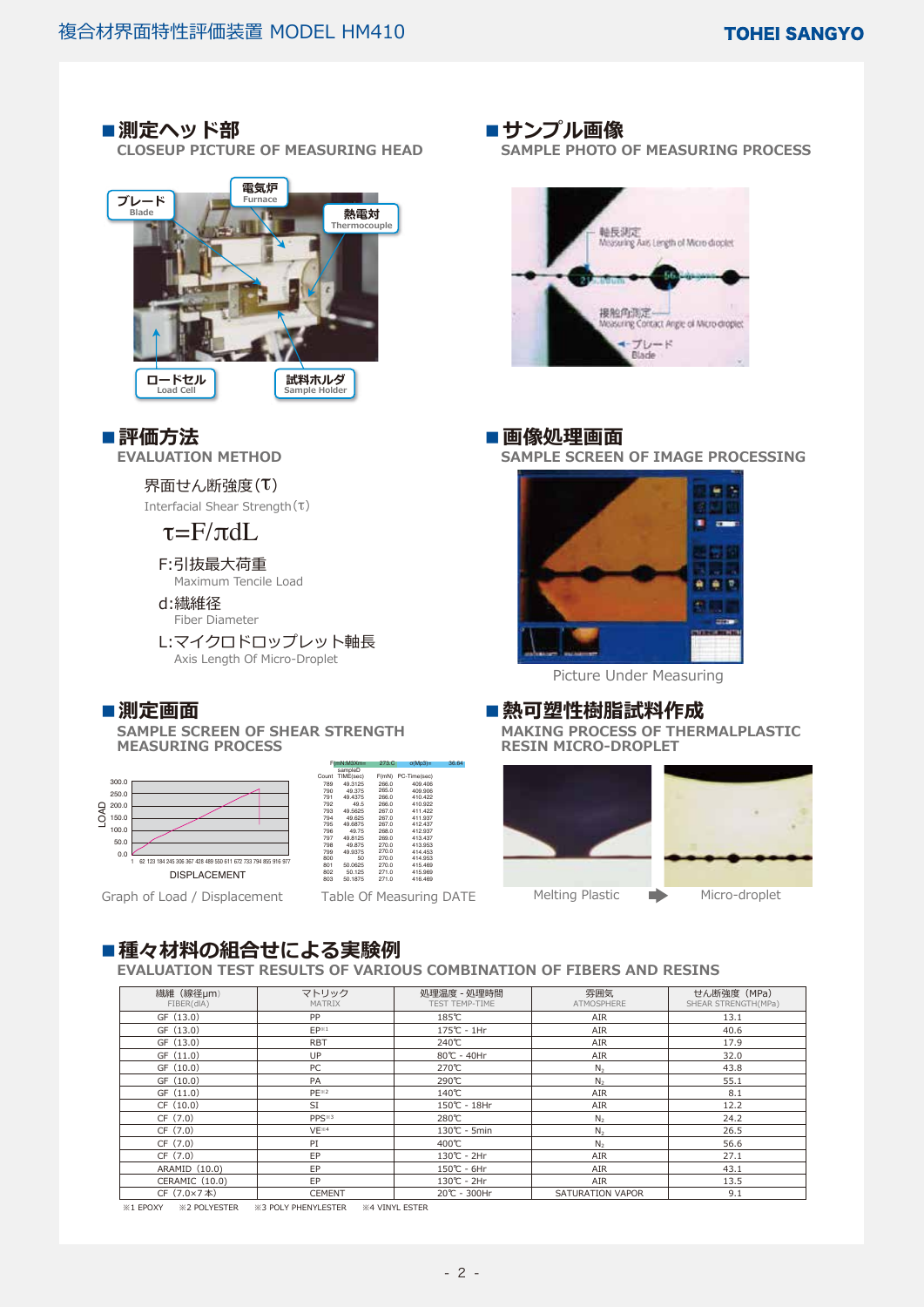## ■測定ヘッド部

CLOSEUP PICTURE OF MEASURING HEAD

ブレード Blade　電気炉 Furnace　熱電対 Thermocouple　ロードセル Load Cell　試料ホルダ Sample Holder

## ■サンプル画像

SAMPLE PHOTO OF MEASURING PROCESS

軸長測定 Measuring Axis Length of Micro-droplet

接触角測定 Measuring Contact Angle of Micro-droplet

ブレード Blade

## ■評価方法

EVALUATION METHOD

界面せん断強度(τ)

Interfacial Shear Strength(τ)

$$\tau = F/\pi dL$$

F:引抜最大荷重
Maximum Tencile Load

d:繊維径
Fiber Diameter

L:マイクロドロップレット軸長
Axis Length Of Micro-Droplet

## ■画像処理画面

SAMPLE SCREEN OF IMAGE PROCESSING

Picture Under Measuring

## ■測定画面

SAMPLE SCREEN OF SHEAR STRENGTH MEASURING PROCESS

Graph of Load / Displacement

Table Of Measuring DATE

## ■熱可塑性樹脂試料作成

MAKING PROCESS OF THERMALPLASTIC RESIN MICRO-DROPLET

Melting Plastic → Micro-droplet

## ■種々材料の組合せによる実験例

EVALUATION TEST RESULTS OF VARIOUS COMBINATION OF FIBERS AND RESINS

| 繊維（線径μm） FIBER(dIA) | マトリック MATRIX | 処理温度 - 処理時間 TEST TEMP-TIME | 雰囲気 ATMOSPHERE | せん断強度（MPa） SHEAR STRENGTH(MPa) |
|---|---|---|---|---|
| GF（13.0） | PP | 185℃ | AIR | 13.1 |
| GF（13.0） | EP※1 | 175℃ - 1Hr | AIR | 40.6 |
| GF（13.0） | RBT | 240℃ | AIR | 17.9 |
| GF（11.0） | UP | 80℃ - 40Hr | AIR | 32.0 |
| GF（10.0） | PC | 270℃ | $N_2$ | 43.8 |
| GF（10.0） | PA | 290℃ | $N_2$ | 55.1 |
| GF（11.0） | PE※2 | 140℃ | AIR | 8.1 |
| CF（10.0） | SI | 150℃ - 18Hr | AIR | 12.2 |
| CF（7.0） | PPS※3 | 280℃ | $N_2$ | 24.2 |
| CF（7.0） | VE※4 | 130℃ - 5min | $N_2$ | 26.5 |
| CF（7.0） | PI | 400℃ | $N_2$ | 56.6 |
| CF（7.0） | EP | 130℃ - 2Hr | AIR | 27.1 |
| ARAMID（10.0） | EP | 150℃ - 6Hr | AIR | 43.1 |
| CERAMIC（10.0） | EP | 130℃ - 2Hr | AIR | 13.5 |
| CF（7.0×7本） | CEMENT | 20℃ - 300Hr | SATURATION VAPOR | 9.1 |

※1 EPOXY　※2 POLYESTER　※3 POLY PHENYLESTER　※4 VINYL ESTER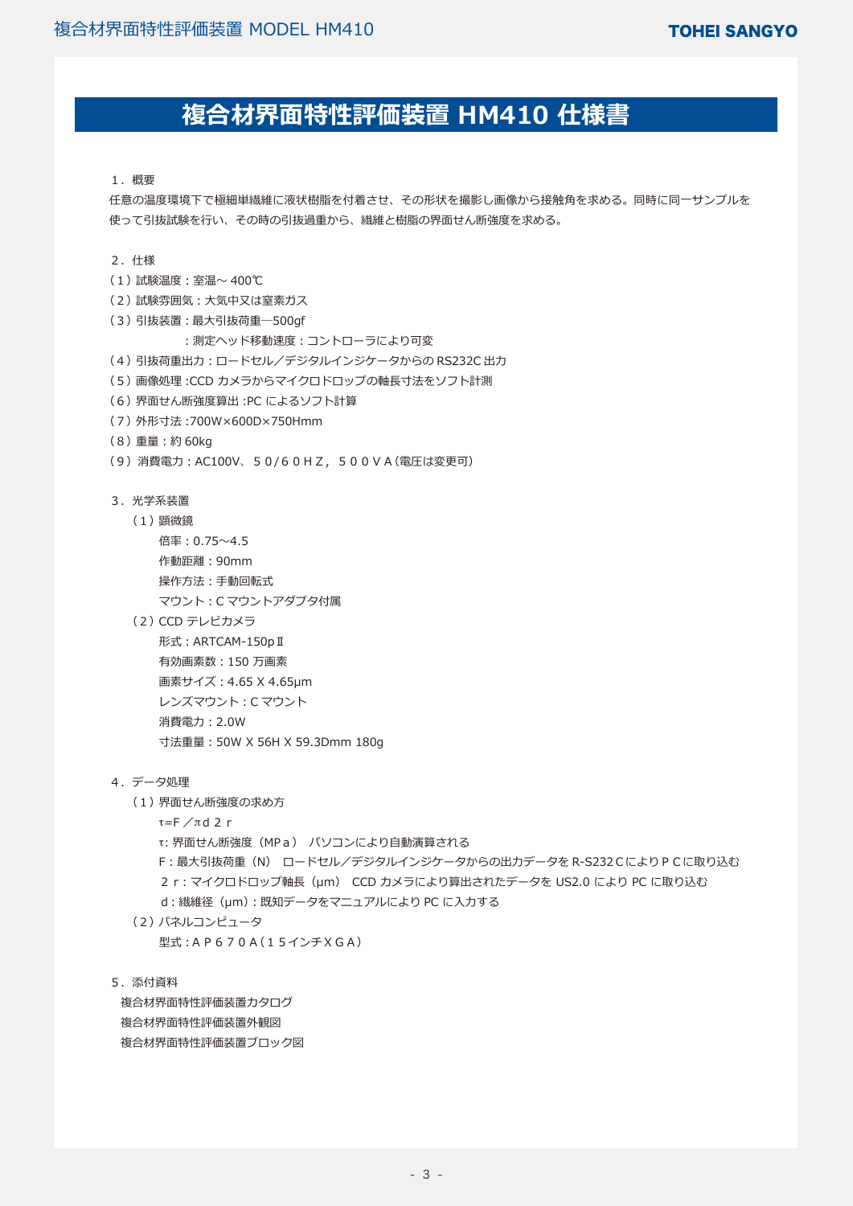# 複合材界面特性評価装置 HM410 仕様書

1．概要

任意の温度環境下で極細単繊維に液状樹脂を付着させ、その形状を撮影し画像から接触角を求める。同時に同一サンプルを使って引抜試験を行い、その時の引抜過重から、繊維と樹脂の界面せん断強度を求める。

2．仕様

（1）試験温度：室温～ 400℃

（2）試験雰囲気：大気中又は窒素ガス

（3）引抜装置：最大引抜荷重─500gf

　　　　：測定ヘッド移動速度：コントローラにより可変

（4）引抜荷重出力：ロードセル／デジタルインジケータからの RS232C 出力

（5）画像処理 :CCD カメラからマイクロドロップの軸長寸法をソフト計測

（6）界面せん断強度算出 :PC によるソフト計算

（7）外形寸法 :700W×600D×750Hmm

（8）重量：約 60kg

（9）消費電力：AC100V、５0/６０ＨＺ，５００ＶＡ（電圧は変更可）

3．光学系装置

（1）顕微鏡

倍率：0.75～4.5

作動距離：90mm

操作方法：手動回転式

マウント：C マウントアダプタ付属

（2）CCD テレビカメラ

形式：ARTCAM-150pⅡ

有効画素数：150 万画素

画素サイズ：4.65 X 4.65μm

レンズマウント：C マウント

消費電力：2.0W

寸法重量：50W X 56H X 59.3Dmm 180g

4．データ処理

（1）界面せん断強度の求め方

τ=F ／πｄ２ｒ

τ: 界面せん断強度（MPａ） パソコンにより自動演算される

F：最大引抜荷重（N） ロードセル／デジタルインジケータからの出力データを R-S232ＣによりＰＣに取り込む

２ｒ：マイクロドロップ軸長（μm） CCD カメラにより算出されたデータを US2.0 により PC に取り込む

ｄ：繊維径（μm）：既知データをマニュアルにより PC に入力する

（2）パネルコンピュータ

型式：ＡＰ６７０Ａ（１５インチＸＧＡ）

5．添付資料

複合材界面特性評価装置カタログ

複合材界面特性評価装置外観図

複合材界面特性評価装置ブロック図